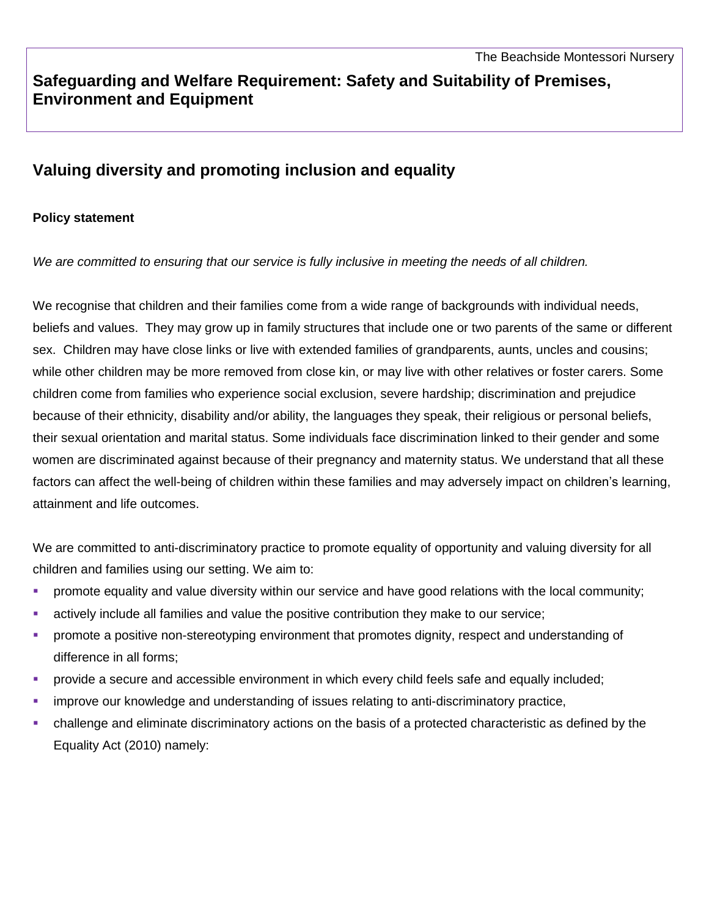The Beachside Montessori Nursery

**Safeguarding and Welfare Requirement: Safety and Suitability of Premises, Environment and Equipment**

## Valuing diversity and promoting inclusion and equality

### Policy statement

*We are committed to ensuring that our service is fully inclusive in meeting the needs of all children.*

We recognise that children and their families come from a wide range of backgrounds with individual needs, beliefs and values. They may grow up in family structures that include one or two parents of the same or different sex. Children may have close links or live with extended families of grandparents, aunts, uncles and cousins; while other children may be more removed from close kin, or may live with other relatives or foster carers. Some children come from families who experience social exclusion, severe hardship; discrimination and prejudice because of their ethnicity, disability and/or ability, the languages they speak, their religious or personal beliefs, their sexual orientation and marital status. Some individuals face discrimination linked to their gender and some women are discriminated against because of their pregnancy and maternity status. We understand that all these factors can affect the well-being of children within these families and may adversely impact on children's learning, attainment and life outcomes.

We are committed to anti-discriminatory practice to promote equality of opportunity and valuing diversity for all children and families using our setting. We aim to:

- promote equality and value diversity within our service and have good relations with the local community;
- actively include all families and value the positive contribution they make to our service;
- promote a positive non-stereotyping environment that promotes dignity, respect and understanding of difference in all forms;
- provide a secure and accessible environment in which every child feels safe and equally included;
- improve our knowledge and understanding of issues relating to anti-discriminatory practice,
- challenge and eliminate discriminatory actions on the basis of a protected characteristic as defined by the Equality Act (2010) namely: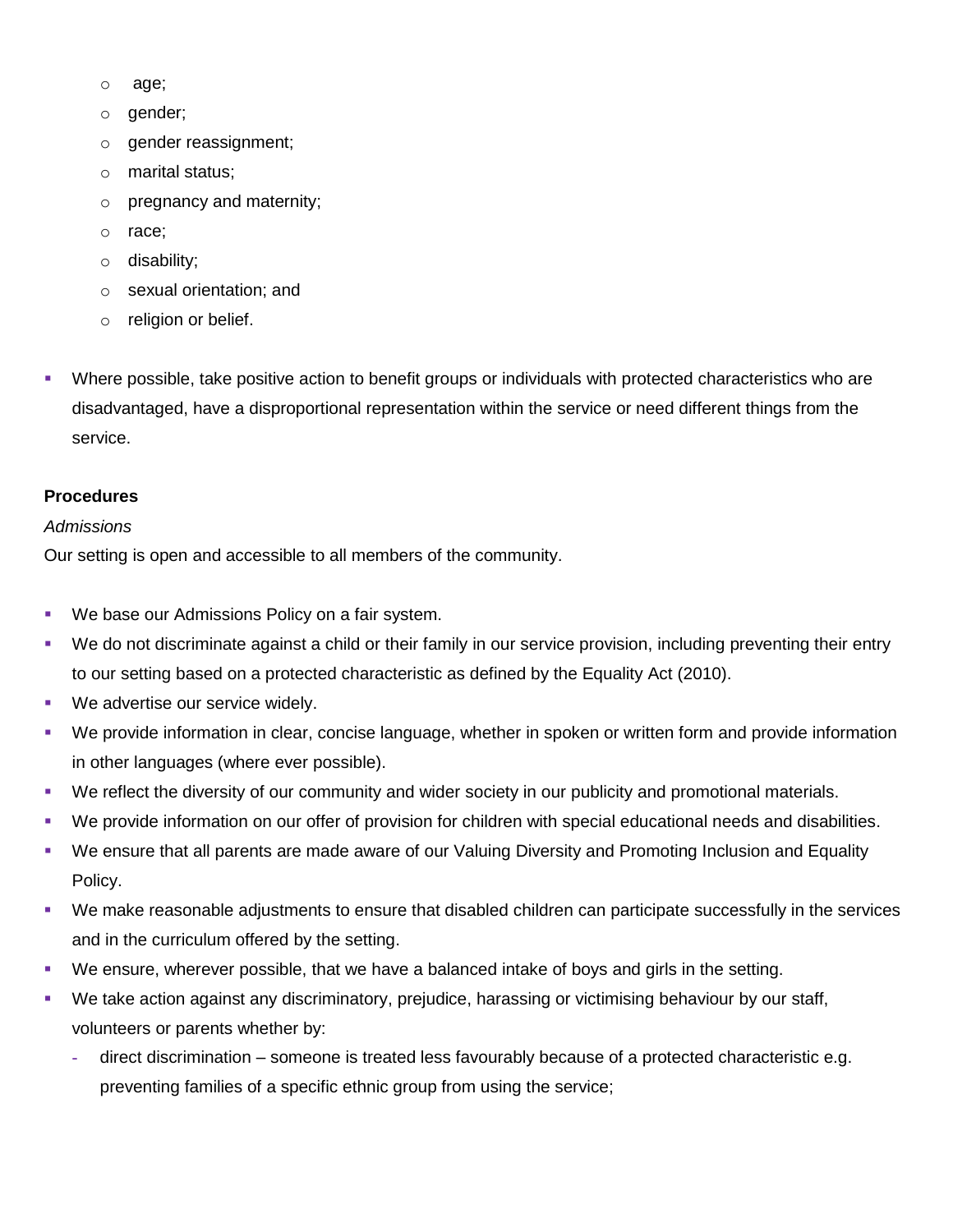- age;
  - gender;
  - gender reassignment;
  - marital status;
  - pregnancy and maternity;
  - race;
  - disability;
  - sexual orientation; and
  - religion or belief.

- Where possible, take positive action to benefit groups or individuals with protected characteristics who are disadvantaged, have a disproportional representation within the service or need different things from the service.

**Procedures**

*Admissions*

Our setting is open and accessible to all members of the community.

- We base our Admissions Policy on a fair system.
- We do not discriminate against a child or their family in our service provision, including preventing their entry to our setting based on a protected characteristic as defined by the Equality Act (2010).
- We advertise our service widely.
- We provide information in clear, concise language, whether in spoken or written form and provide information in other languages (where ever possible).
- We reflect the diversity of our community and wider society in our publicity and promotional materials.
- We provide information on our offer of provision for children with special educational needs and disabilities.
- We ensure that all parents are made aware of our Valuing Diversity and Promoting Inclusion and Equality Policy.
- We make reasonable adjustments to ensure that disabled children can participate successfully in the services and in the curriculum offered by the setting.
- We ensure, wherever possible, that we have a balanced intake of boys and girls in the setting.
- We take action against any discriminatory, prejudice, harassing or victimising behaviour by our staff, volunteers or parents whether by:
  - direct discrimination – someone is treated less favourably because of a protected characteristic e.g. preventing families of a specific ethnic group from using the service;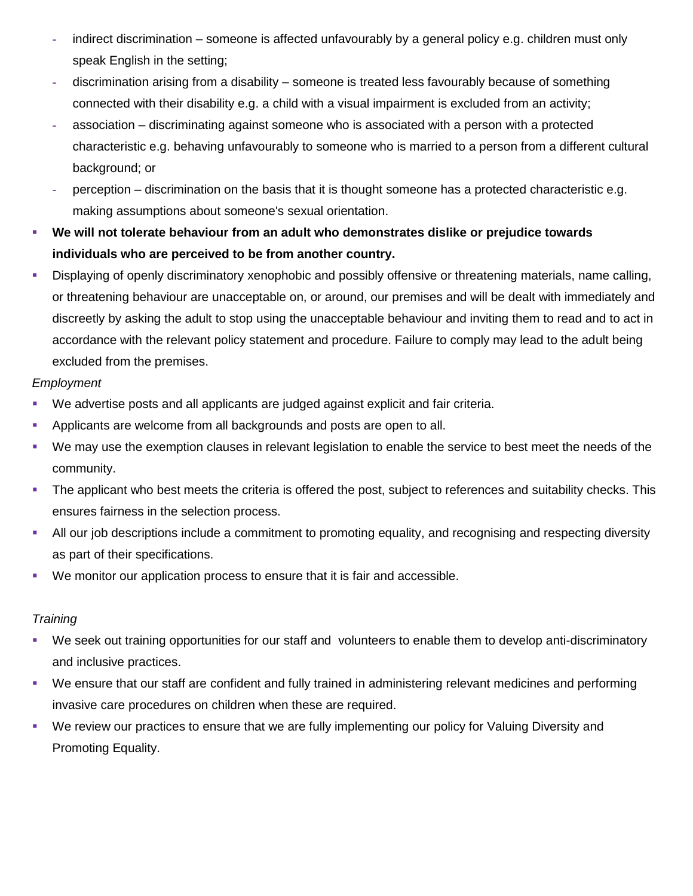- indirect discrimination – someone is affected unfavourably by a general policy e.g. children must only speak English in the setting;
  - discrimination arising from a disability – someone is treated less favourably because of something connected with their disability e.g. a child with a visual impairment is excluded from an activity;
  - association – discriminating against someone who is associated with a person with a protected characteristic e.g. behaving unfavourably to someone who is married to a person from a different cultural background; or
  - perception – discrimination on the basis that it is thought someone has a protected characteristic e.g. making assumptions about someone's sexual orientation.
- **We will not tolerate behaviour from an adult who demonstrates dislike or prejudice towards individuals who are perceived to be from another country.**
- Displaying of openly discriminatory xenophobic and possibly offensive or threatening materials, name calling, or threatening behaviour are unacceptable on, or around, our premises and will be dealt with immediately and discreetly by asking the adult to stop using the unacceptable behaviour and inviting them to read and to act in accordance with the relevant policy statement and procedure. Failure to comply may lead to the adult being excluded from the premises.

*Employment*

- We advertise posts and all applicants are judged against explicit and fair criteria.
- Applicants are welcome from all backgrounds and posts are open to all.
- We may use the exemption clauses in relevant legislation to enable the service to best meet the needs of the community.
- The applicant who best meets the criteria is offered the post, subject to references and suitability checks. This ensures fairness in the selection process.
- All our job descriptions include a commitment to promoting equality, and recognising and respecting diversity as part of their specifications.
- We monitor our application process to ensure that it is fair and accessible.

*Training*

- We seek out training opportunities for our staff and volunteers to enable them to develop anti-discriminatory and inclusive practices.
- We ensure that our staff are confident and fully trained in administering relevant medicines and performing invasive care procedures on children when these are required.
- We review our practices to ensure that we are fully implementing our policy for Valuing Diversity and Promoting Equality.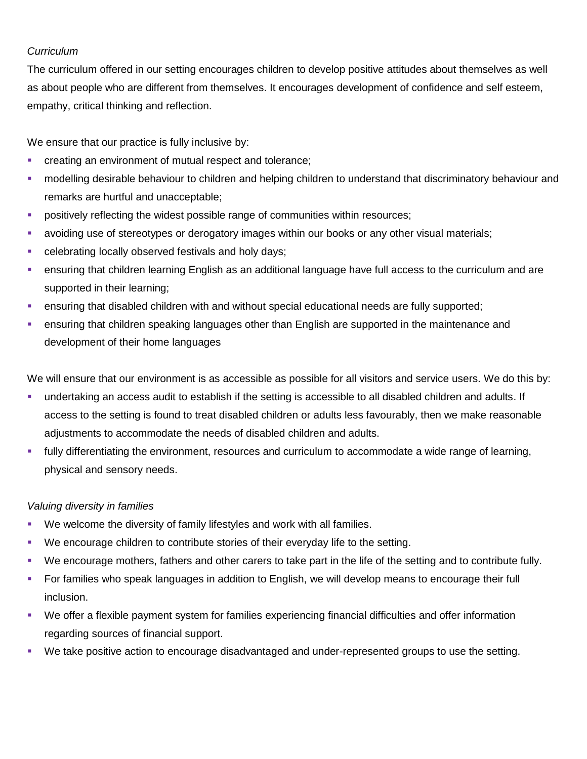*Curriculum*

The curriculum offered in our setting encourages children to develop positive attitudes about themselves as well as about people who are different from themselves. It encourages development of confidence and self esteem, empathy, critical thinking and reflection.

We ensure that our practice is fully inclusive by:

- creating an environment of mutual respect and tolerance;
- modelling desirable behaviour to children and helping children to understand that discriminatory behaviour and remarks are hurtful and unacceptable;
- positively reflecting the widest possible range of communities within resources;
- avoiding use of stereotypes or derogatory images within our books or any other visual materials;
- celebrating locally observed festivals and holy days;
- ensuring that children learning English as an additional language have full access to the curriculum and are supported in their learning;
- ensuring that disabled children with and without special educational needs are fully supported;
- ensuring that children speaking languages other than English are supported in the maintenance and development of their home languages

We will ensure that our environment is as accessible as possible for all visitors and service users. We do this by:

- undertaking an access audit to establish if the setting is accessible to all disabled children and adults. If access to the setting is found to treat disabled children or adults less favourably, then we make reasonable adjustments to accommodate the needs of disabled children and adults.
- fully differentiating the environment, resources and curriculum to accommodate a wide range of learning, physical and sensory needs.

*Valuing diversity in families*

- We welcome the diversity of family lifestyles and work with all families.
- We encourage children to contribute stories of their everyday life to the setting.
- We encourage mothers, fathers and other carers to take part in the life of the setting and to contribute fully.
- For families who speak languages in addition to English, we will develop means to encourage their full inclusion.
- We offer a flexible payment system for families experiencing financial difficulties and offer information regarding sources of financial support.
- We take positive action to encourage disadvantaged and under-represented groups to use the setting.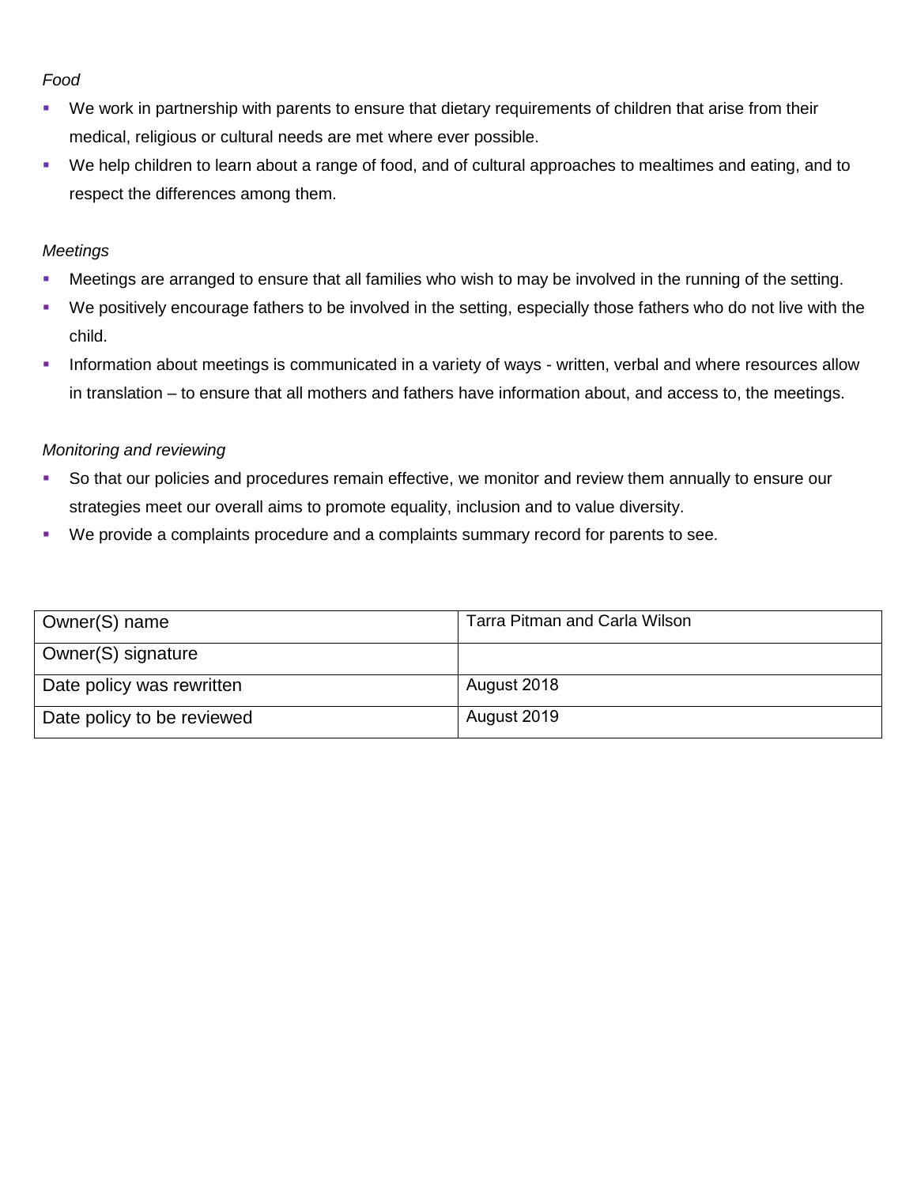*Food*

- We work in partnership with parents to ensure that dietary requirements of children that arise from their medical, religious or cultural needs are met where ever possible.
- We help children to learn about a range of food, and of cultural approaches to mealtimes and eating, and to respect the differences among them.

*Meetings*

- Meetings are arranged to ensure that all families who wish to may be involved in the running of the setting.
- We positively encourage fathers to be involved in the setting, especially those fathers who do not live with the child.
- Information about meetings is communicated in a variety of ways - written, verbal and where resources allow in translation – to ensure that all mothers and fathers have information about, and access to, the meetings.

*Monitoring and reviewing*

- So that our policies and procedures remain effective, we monitor and review them annually to ensure our strategies meet our overall aims to promote equality, inclusion and to value diversity.
- We provide a complaints procedure and a complaints summary record for parents to see.

| | |
|---|---|
| Owner(S) name | Tarra Pitman and Carla Wilson |
| Owner(S) signature | |
| Date policy was rewritten | August 2018 |
| Date policy to be reviewed | August 2019 |